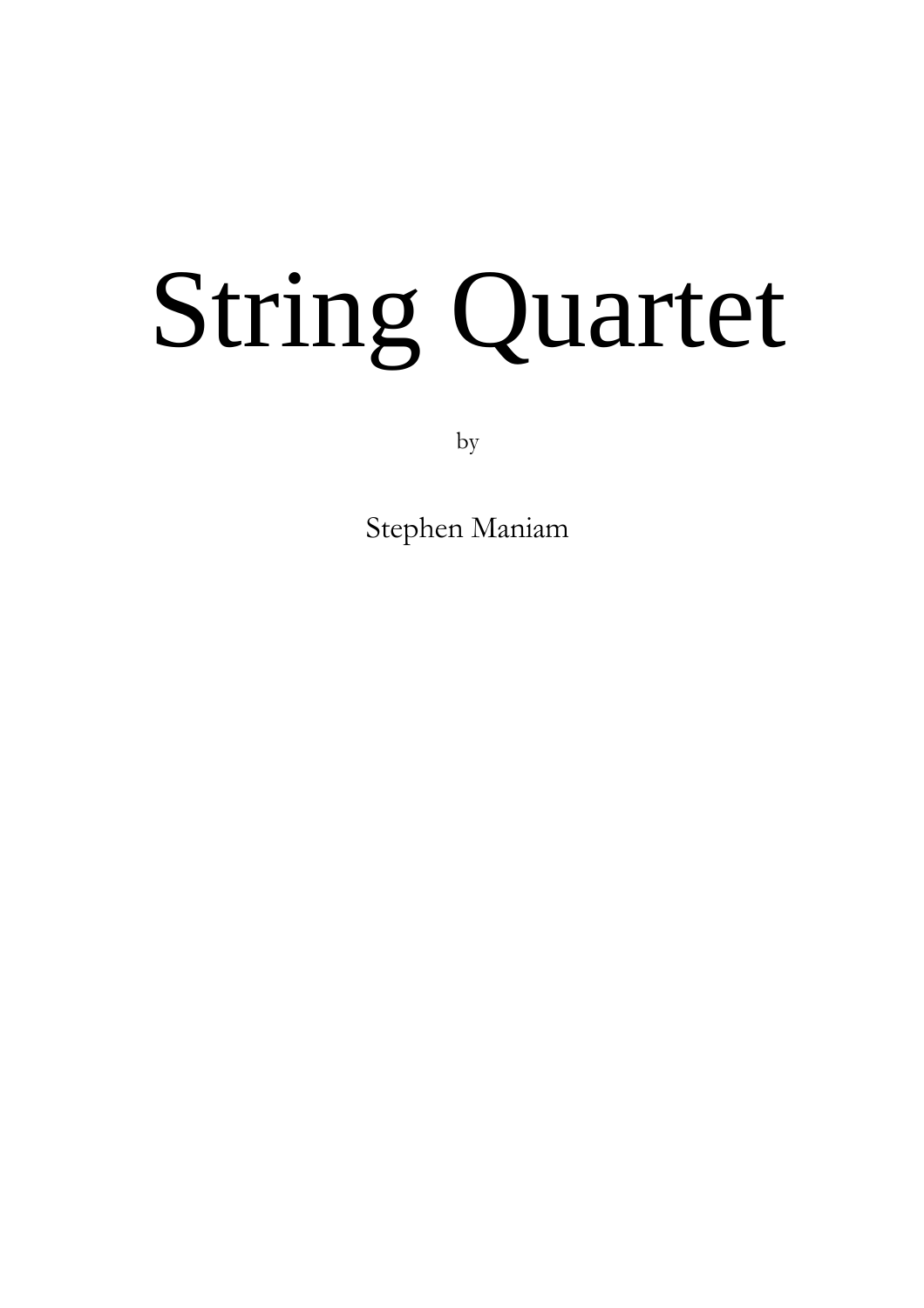# String Quartet

by

Stephen Maniam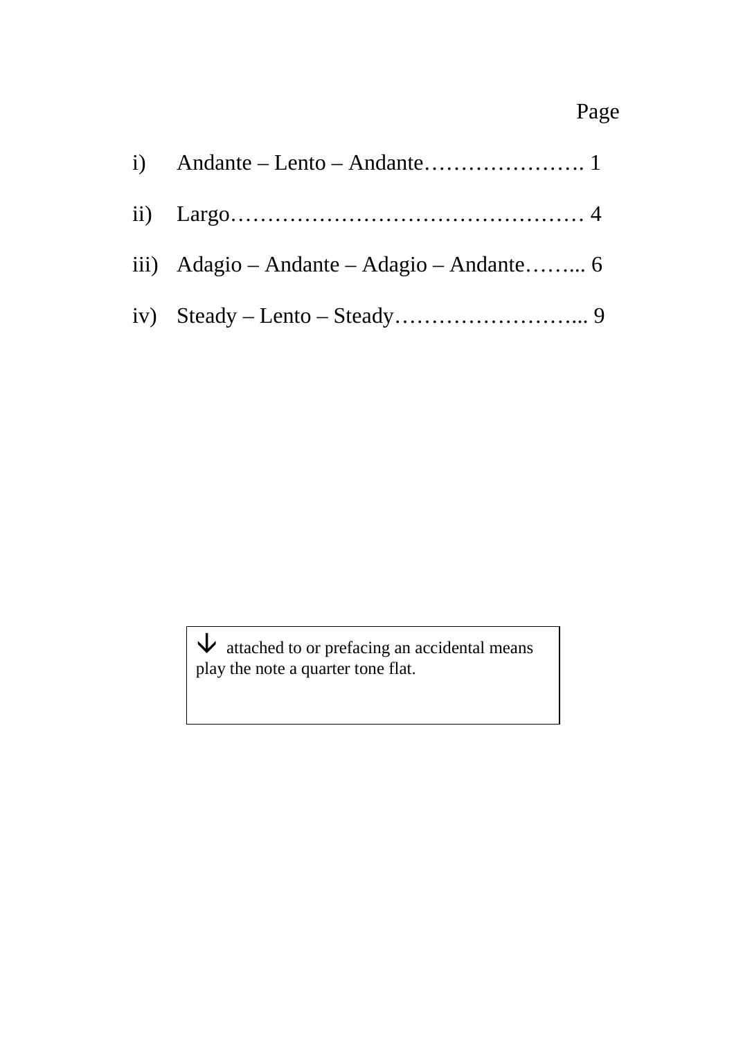Page

i) Andante – Lento – Andante…………………. 1

ii) Largo………………………………………… 4

iii) Adagio – Andante – Adagio – Andante……... 6

iv) Steady – Lento – Steady……………………... 9

↓ attached to or prefacing an accidental means play the note a quarter tone flat.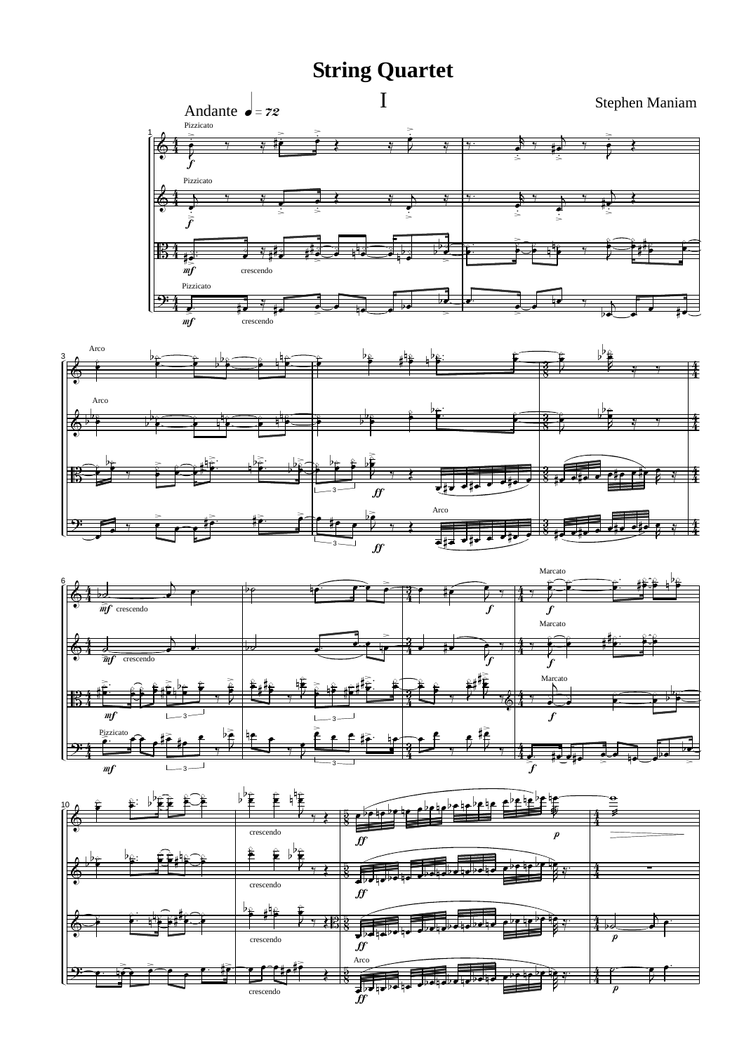# String Quartet

## I

Stephen Maniam

Andante ♩ = 72

Pizzicato

Pizzicato

*mf* crescendo

Pizzicato

*mf* crescendo

Arco

Arco

*ff*

Arco

*ff*

crescendo

crescendo

Pizzicato

Marcato

Marcato

Marcato

crescendo

crescendo

crescendo

Arco

crescendo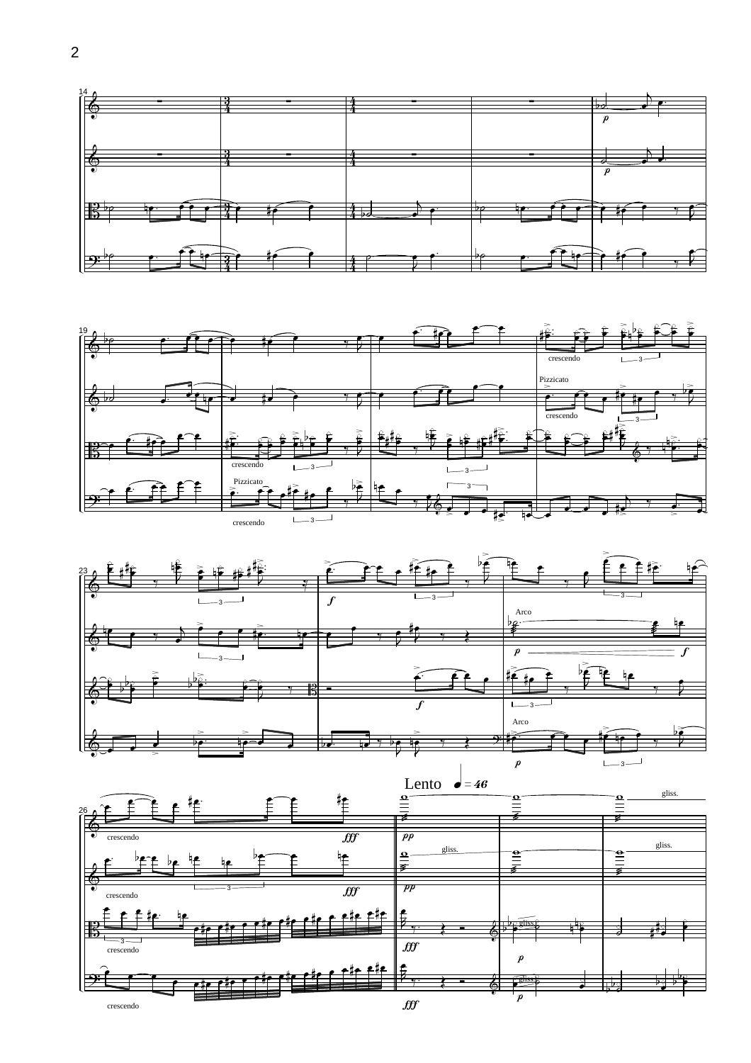Lento ♩ = 46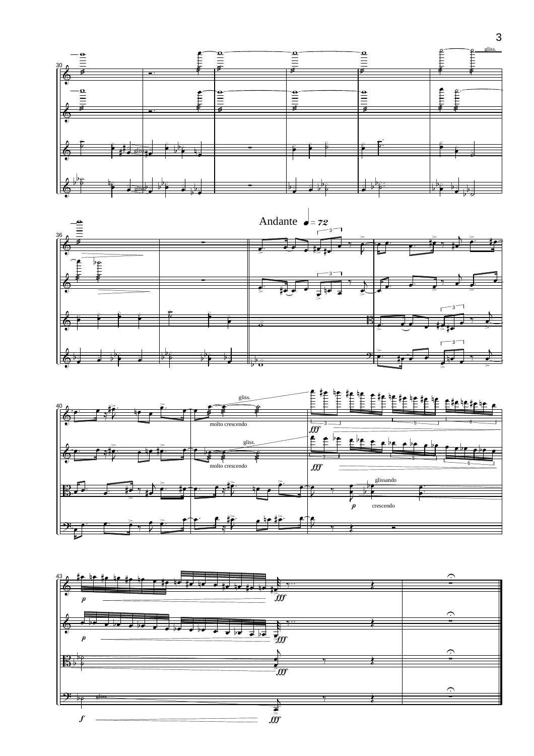Andante ♩ = 72

gliss.

molto crescendo

glissando

crescendo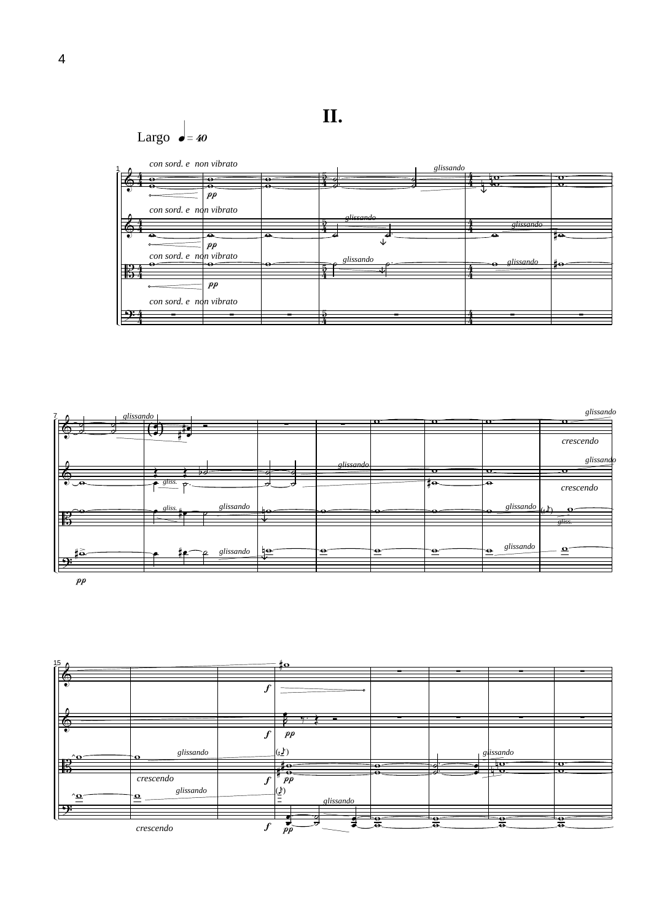# II.

Largo ♩ = 40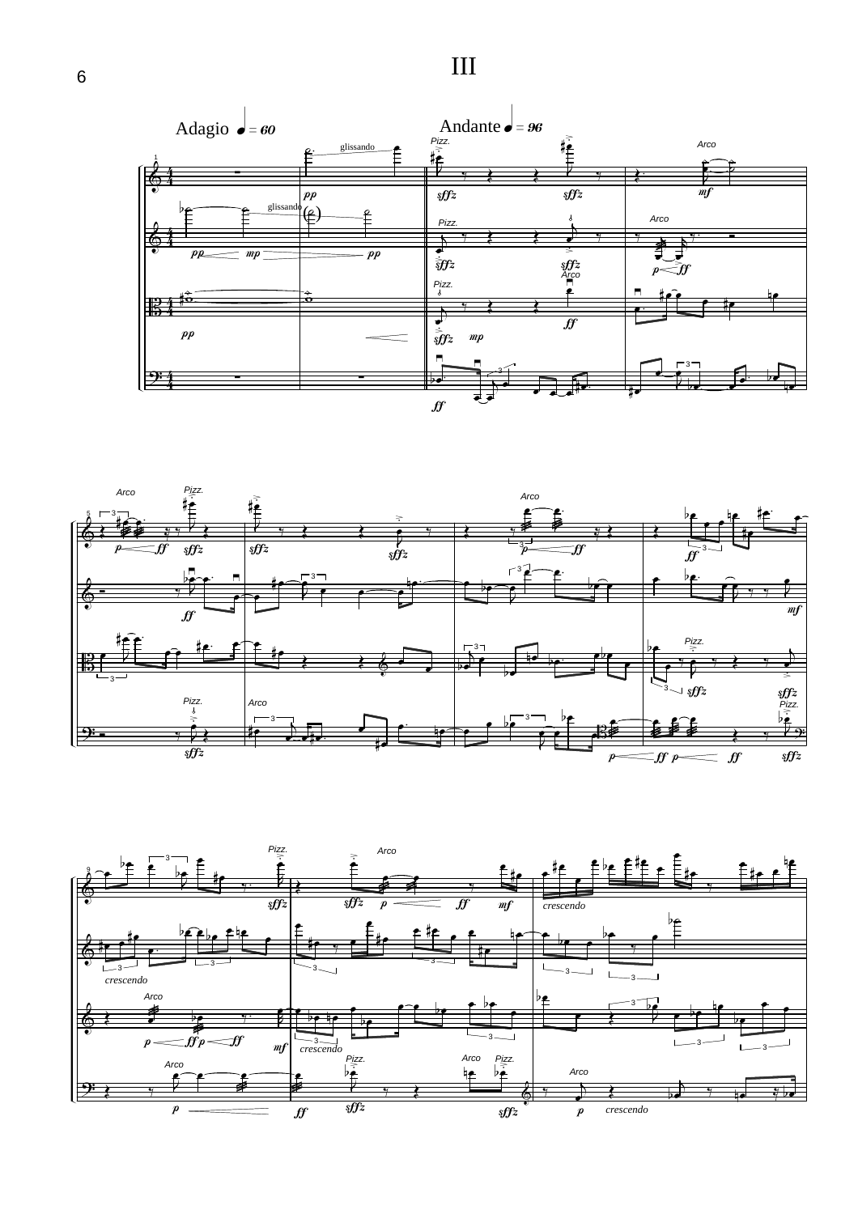# III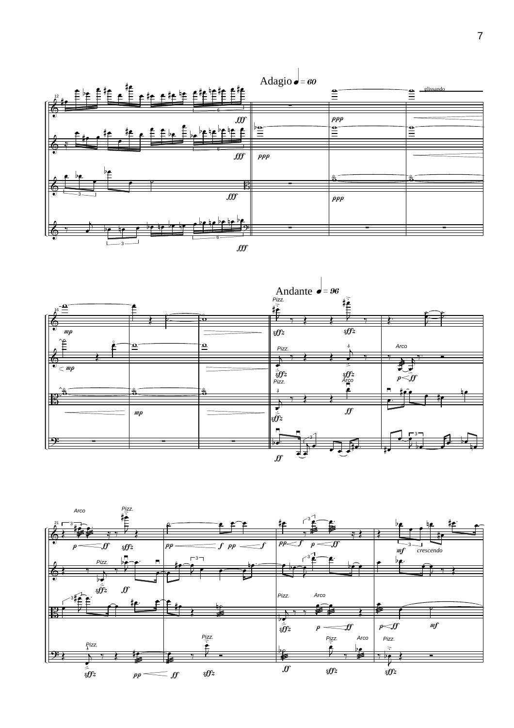Adagio ♩ = 60

Andante ♩ = 96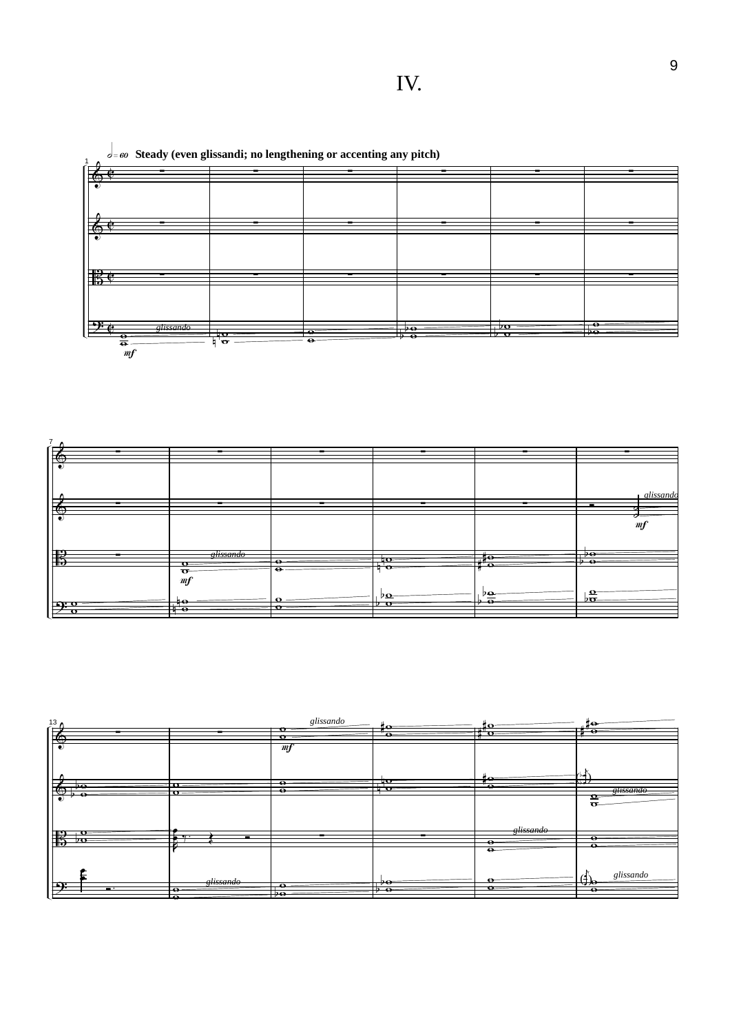# IV.

𝅗𝅥 = 60 **Steady (even glissandi; no lengthening or accenting any pitch)**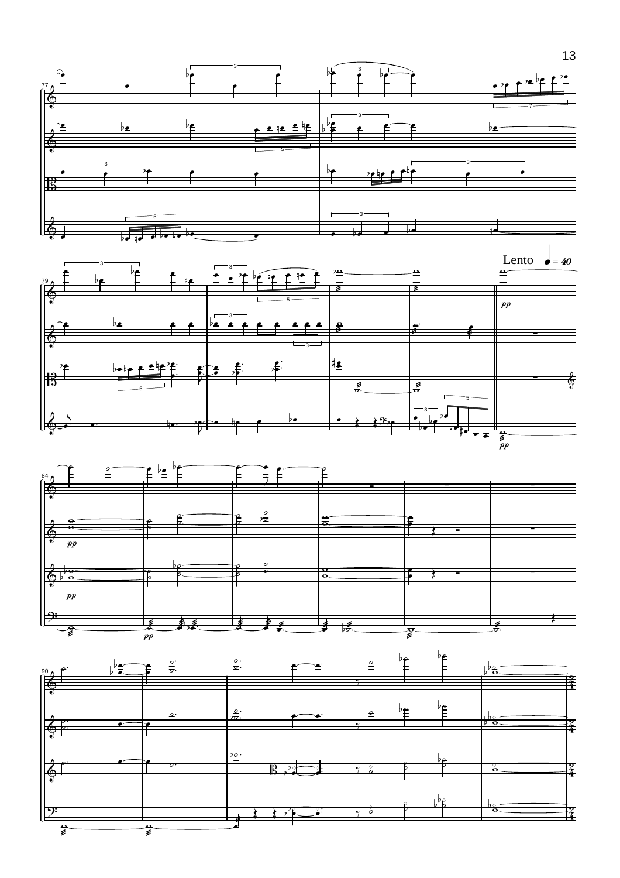Lento ♩ = 40

*pp*

*pp*

*pp*

*pp*

*pp*